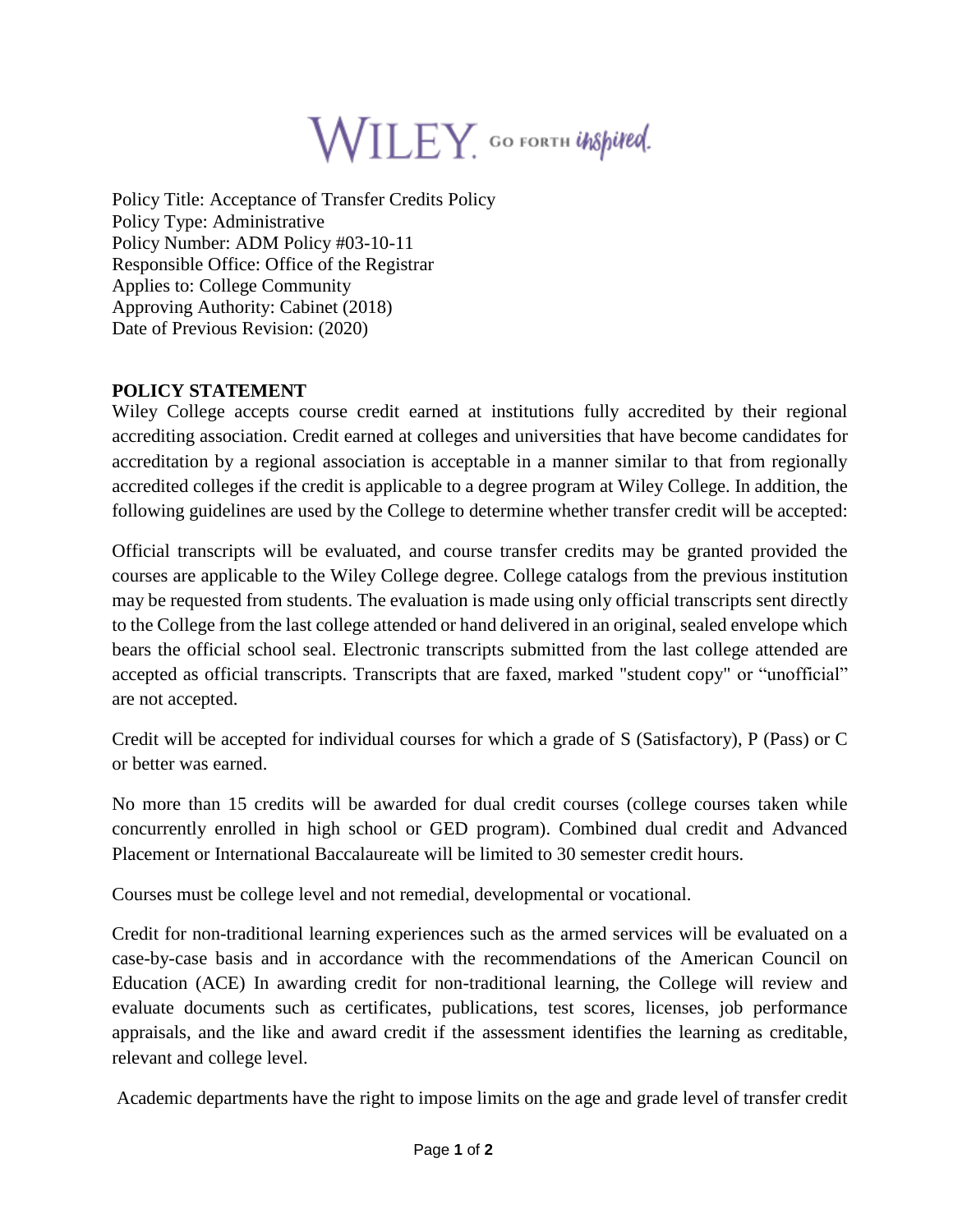Policy Title: Acceptance of Transfer Credits Policy
Policy Type: Administrative
Policy Number: ADM Policy #03-10-11
Responsible Office: Office of the Registrar
Applies to: College Community
Approving Authority: Cabinet (2018)
Date of Previous Revision: (2020)

## POLICY STATEMENT

Wiley College accepts course credit earned at institutions fully accredited by their regional accrediting association. Credit earned at colleges and universities that have become candidates for accreditation by a regional association is acceptable in a manner similar to that from regionally accredited colleges if the credit is applicable to a degree program at Wiley College. In addition, the following guidelines are used by the College to determine whether transfer credit will be accepted:

Official transcripts will be evaluated, and course transfer credits may be granted provided the courses are applicable to the Wiley College degree. College catalogs from the previous institution may be requested from students. The evaluation is made using only official transcripts sent directly to the College from the last college attended or hand delivered in an original, sealed envelope which bears the official school seal. Electronic transcripts submitted from the last college attended are accepted as official transcripts. Transcripts that are faxed, marked "student copy" or "unofficial" are not accepted.

Credit will be accepted for individual courses for which a grade of S (Satisfactory), P (Pass) or C or better was earned.

No more than 15 credits will be awarded for dual credit courses (college courses taken while concurrently enrolled in high school or GED program). Combined dual credit and Advanced Placement or International Baccalaureate will be limited to 30 semester credit hours.

Courses must be college level and not remedial, developmental or vocational.

Credit for non-traditional learning experiences such as the armed services will be evaluated on a case-by-case basis and in accordance with the recommendations of the American Council on Education (ACE) In awarding credit for non-traditional learning, the College will review and evaluate documents such as certificates, publications, test scores, licenses, job performance appraisals, and the like and award credit if the assessment identifies the learning as creditable, relevant and college level.

Academic departments have the right to impose limits on the age and grade level of transfer credit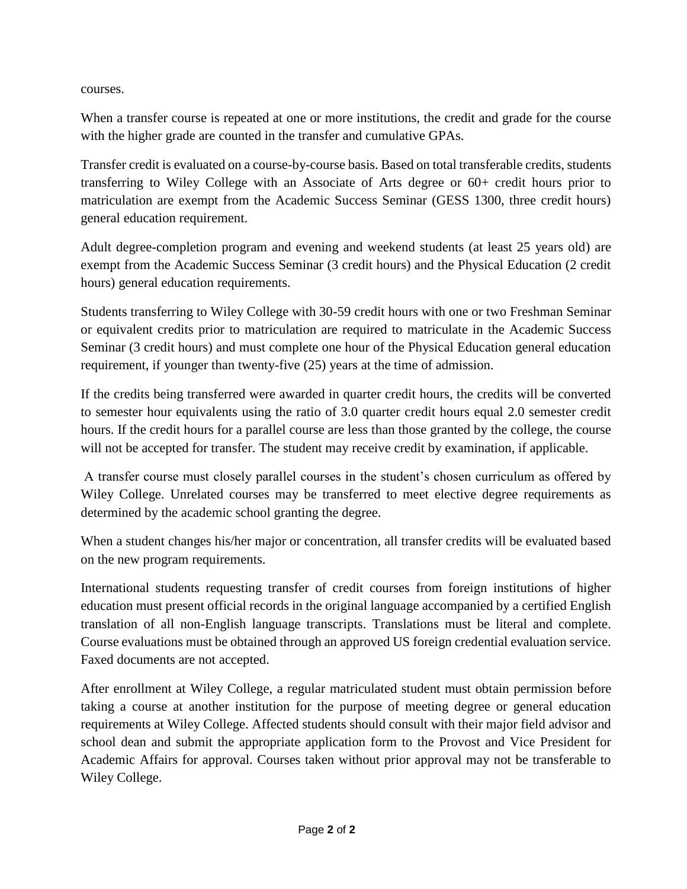courses.

When a transfer course is repeated at one or more institutions, the credit and grade for the course with the higher grade are counted in the transfer and cumulative GPAs.

Transfer credit is evaluated on a course-by-course basis. Based on total transferable credits, students transferring to Wiley College with an Associate of Arts degree or 60+ credit hours prior to matriculation are exempt from the Academic Success Seminar (GESS 1300, three credit hours) general education requirement.

Adult degree-completion program and evening and weekend students (at least 25 years old) are exempt from the Academic Success Seminar (3 credit hours) and the Physical Education (2 credit hours) general education requirements.

Students transferring to Wiley College with 30-59 credit hours with one or two Freshman Seminar or equivalent credits prior to matriculation are required to matriculate in the Academic Success Seminar (3 credit hours) and must complete one hour of the Physical Education general education requirement, if younger than twenty-five (25) years at the time of admission.

If the credits being transferred were awarded in quarter credit hours, the credits will be converted to semester hour equivalents using the ratio of 3.0 quarter credit hours equal 2.0 semester credit hours. If the credit hours for a parallel course are less than those granted by the college, the course will not be accepted for transfer. The student may receive credit by examination, if applicable.

A transfer course must closely parallel courses in the student's chosen curriculum as offered by Wiley College. Unrelated courses may be transferred to meet elective degree requirements as determined by the academic school granting the degree.

When a student changes his/her major or concentration, all transfer credits will be evaluated based on the new program requirements.

International students requesting transfer of credit courses from foreign institutions of higher education must present official records in the original language accompanied by a certified English translation of all non-English language transcripts. Translations must be literal and complete. Course evaluations must be obtained through an approved US foreign credential evaluation service. Faxed documents are not accepted.

After enrollment at Wiley College, a regular matriculated student must obtain permission before taking a course at another institution for the purpose of meeting degree or general education requirements at Wiley College. Affected students should consult with their major field advisor and school dean and submit the appropriate application form to the Provost and Vice President for Academic Affairs for approval. Courses taken without prior approval may not be transferable to Wiley College.